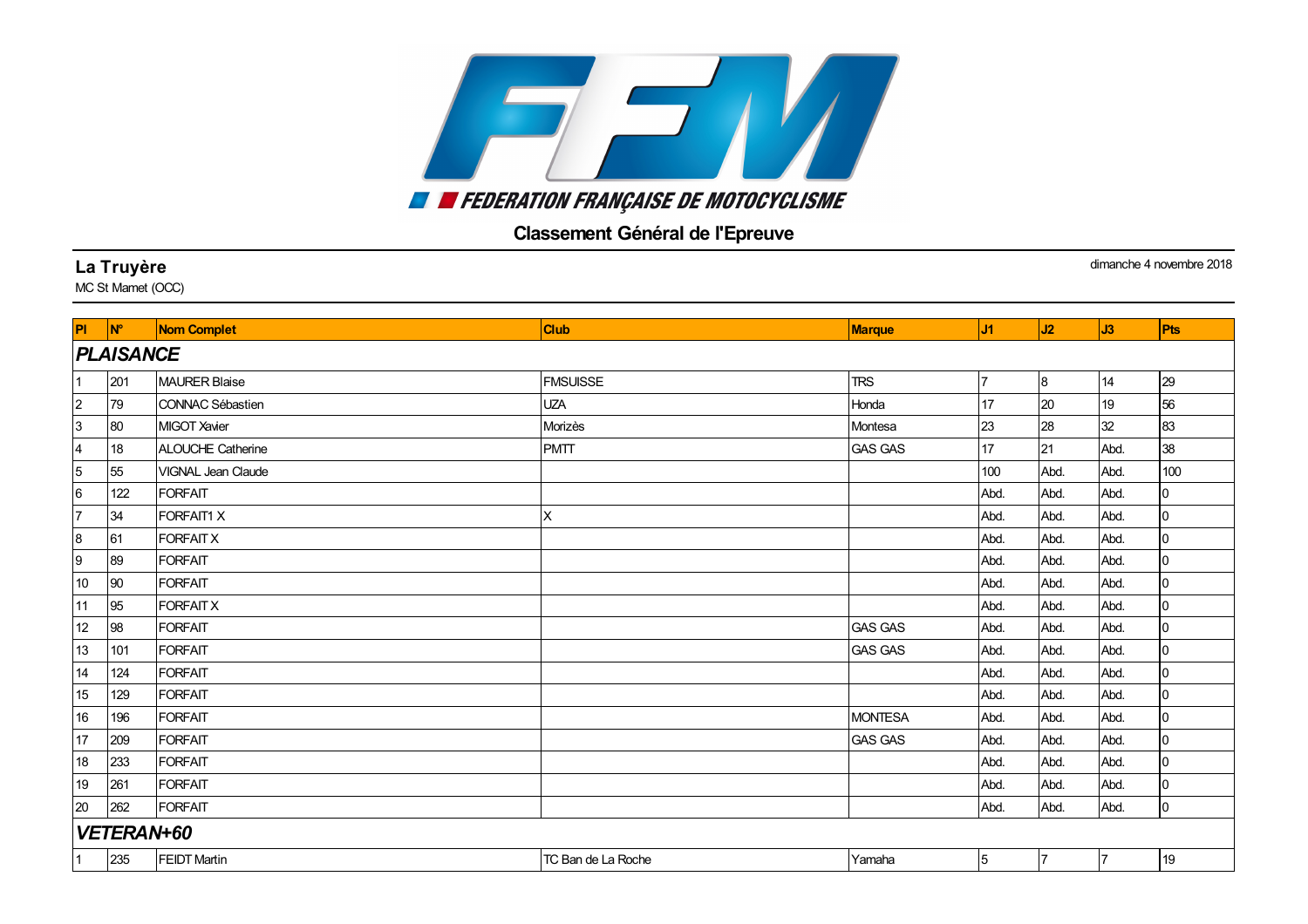FEDERATION FRANÇAISE DE MOTOCYCLISME

# Classement Général de l'Epreuve

**La Truyère**
MC St Mamet (OCC)

dimanche 4 novembre 2018

| Pl | N° | Nom Complet | Club | Marque | J1 | J2 | J3 | Pts |
|---|---|---|---|---|---|---|---|---|
| ***PLAISANCE*** | | | | | | | | |
| 1 | 201 | MAURER Blaise | FMSUISSE | TRS | 7 | 8 | 14 | 29 |
| 2 | 79 | CONNAC Sébastien | UZA | Honda | 17 | 20 | 19 | 56 |
| 3 | 80 | MIGOT Xavier | Morizès | Montesa | 23 | 28 | 32 | 83 |
| 4 | 18 | ALOUCHE Catherine | PMTT | GAS GAS | 17 | 21 | Abd. | 38 |
| 5 | 55 | VIGNAL Jean Claude | | | 100 | Abd. | Abd. | 100 |
| 6 | 122 | FORFAIT | | | Abd. | Abd. | Abd. | 0 |
| 7 | 34 | FORFAIT1 X | X | | Abd. | Abd. | Abd. | 0 |
| 8 | 61 | FORFAIT X | | | Abd. | Abd. | Abd. | 0 |
| 9 | 89 | FORFAIT | | | Abd. | Abd. | Abd. | 0 |
| 10 | 90 | FORFAIT | | | Abd. | Abd. | Abd. | 0 |
| 11 | 95 | FORFAIT X | | | Abd. | Abd. | Abd. | 0 |
| 12 | 98 | FORFAIT | | GAS GAS | Abd. | Abd. | Abd. | 0 |
| 13 | 101 | FORFAIT | | GAS GAS | Abd. | Abd. | Abd. | 0 |
| 14 | 124 | FORFAIT | | | Abd. | Abd. | Abd. | 0 |
| 15 | 129 | FORFAIT | | | Abd. | Abd. | Abd. | 0 |
| 16 | 196 | FORFAIT | | MONTESA | Abd. | Abd. | Abd. | 0 |
| 17 | 209 | FORFAIT | | GAS GAS | Abd. | Abd. | Abd. | 0 |
| 18 | 233 | FORFAIT | | | Abd. | Abd. | Abd. | 0 |
| 19 | 261 | FORFAIT | | | Abd. | Abd. | Abd. | 0 |
| 20 | 262 | FORFAIT | | | Abd. | Abd. | Abd. | 0 |
| ***VETERAN+60*** | | | | | | | | |
| 1 | 235 | FEIDT Martin | TC Ban de La Roche | Yamaha | 5 | 7 | 7 | 19 |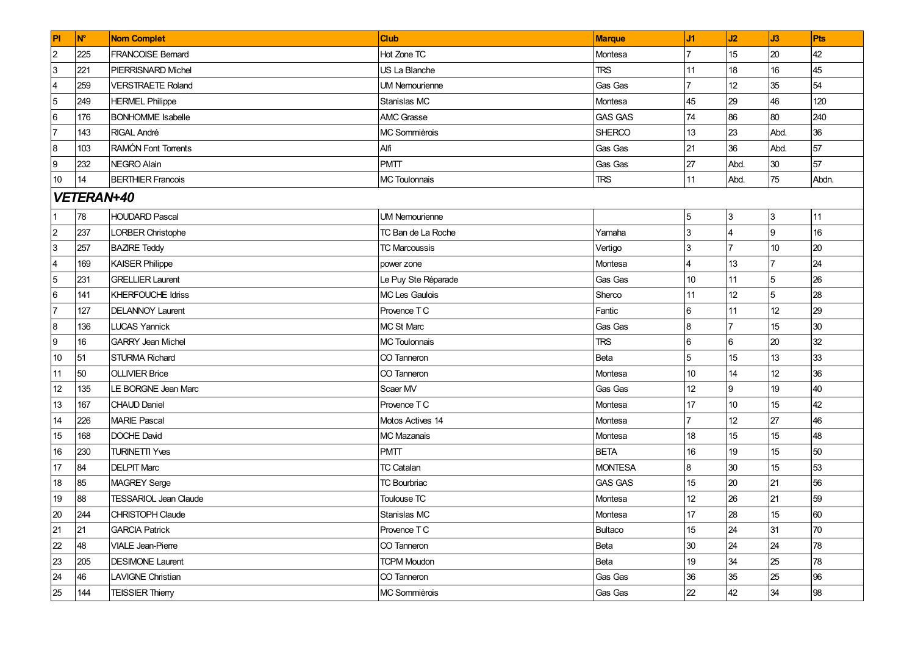| Pl | N° | Nom Complet | Club | Marque | J1 | J2 | J3 | Pts |
|---|---|---|---|---|---|---|---|---|
| 2 | 225 | FRANCOISE Bernard | Hot Zone TC | Montesa | 7 | 15 | 20 | 42 |
| 3 | 221 | PIERRISNARD Michel | US La Blanche | TRS | 11 | 18 | 16 | 45 |
| 4 | 259 | VERSTRAETE Roland | UM Nemourienne | Gas Gas | 7 | 12 | 35 | 54 |
| 5 | 249 | HERMEL Philippe | Stanislas MC | Montesa | 45 | 29 | 46 | 120 |
| 6 | 176 | BONHOMME Isabelle | AMC Grasse | GAS GAS | 74 | 86 | 80 | 240 |
| 7 | 143 | RIGAL André | MC Sommièrois | SHERCO | 13 | 23 | Abd. | 36 |
| 8 | 103 | RAMÓN Font Torrents | Alfi | Gas Gas | 21 | 36 | Abd. | 57 |
| 9 | 232 | NEGRO Alain | PMTT | Gas Gas | 27 | Abd. | 30 | 57 |
| 10 | 14 | BERTHIER Francois | MC Toulonnais | TRS | 11 | Abd. | 75 | Abdn. |
| ***VETERAN+40*** | | | | | | | | |
| 1 | 78 | HOUDARD Pascal | UM Nemourienne | | 5 | 3 | 3 | 11 |
| 2 | 237 | LORBER Christophe | TC Ban de La Roche | Yamaha | 3 | 4 | 9 | 16 |
| 3 | 257 | BAZIRE Teddy | TC Marcoussis | Vertigo | 3 | 7 | 10 | 20 |
| 4 | 169 | KAISER Philippe | power zone | Montesa | 4 | 13 | 7 | 24 |
| 5 | 231 | GRELLIER Laurent | Le Puy Ste Réparade | Gas Gas | 10 | 11 | 5 | 26 |
| 6 | 141 | KHERFOUCHE Idriss | MC Les Gaulois | Sherco | 11 | 12 | 5 | 28 |
| 7 | 127 | DELANNOY Laurent | Provence T C | Fantic | 6 | 11 | 12 | 29 |
| 8 | 136 | LUCAS Yannick | MC St Marc | Gas Gas | 8 | 7 | 15 | 30 |
| 9 | 16 | GARRY Jean Michel | MC Toulonnais | TRS | 6 | 6 | 20 | 32 |
| 10 | 51 | STURMA Richard | CO Tanneron | Beta | 5 | 15 | 13 | 33 |
| 11 | 50 | OLLIVIER Brice | CO Tanneron | Montesa | 10 | 14 | 12 | 36 |
| 12 | 135 | LE BORGNE Jean Marc | Scaer MV | Gas Gas | 12 | 9 | 19 | 40 |
| 13 | 167 | CHAUD Daniel | Provence T C | Montesa | 17 | 10 | 15 | 42 |
| 14 | 226 | MARIE Pascal | Motos Actives 14 | Montesa | 7 | 12 | 27 | 46 |
| 15 | 168 | DOCHE David | MC Mazanais | Montesa | 18 | 15 | 15 | 48 |
| 16 | 230 | TURINETTI Yves | PMTT | BETA | 16 | 19 | 15 | 50 |
| 17 | 84 | DELPIT Marc | TC Catalan | MONTESA | 8 | 30 | 15 | 53 |
| 18 | 85 | MAGREY Serge | TC Bourbriac | GAS GAS | 15 | 20 | 21 | 56 |
| 19 | 88 | TESSARIOL Jean Claude | Toulouse TC | Montesa | 12 | 26 | 21 | 59 |
| 20 | 244 | CHRISTOPH Claude | Stanislas MC | Montesa | 17 | 28 | 15 | 60 |
| 21 | 21 | GARCIA Patrick | Provence T C | Bultaco | 15 | 24 | 31 | 70 |
| 22 | 48 | VIALE Jean-Pierre | CO Tanneron | Beta | 30 | 24 | 24 | 78 |
| 23 | 205 | DESIMONE Laurent | TCPM Moudon | Beta | 19 | 34 | 25 | 78 |
| 24 | 46 | LAVIGNE Christian | CO Tanneron | Gas Gas | 36 | 35 | 25 | 96 |
| 25 | 144 | TEISSIER Thierry | MC Sommièrois | Gas Gas | 22 | 42 | 34 | 98 |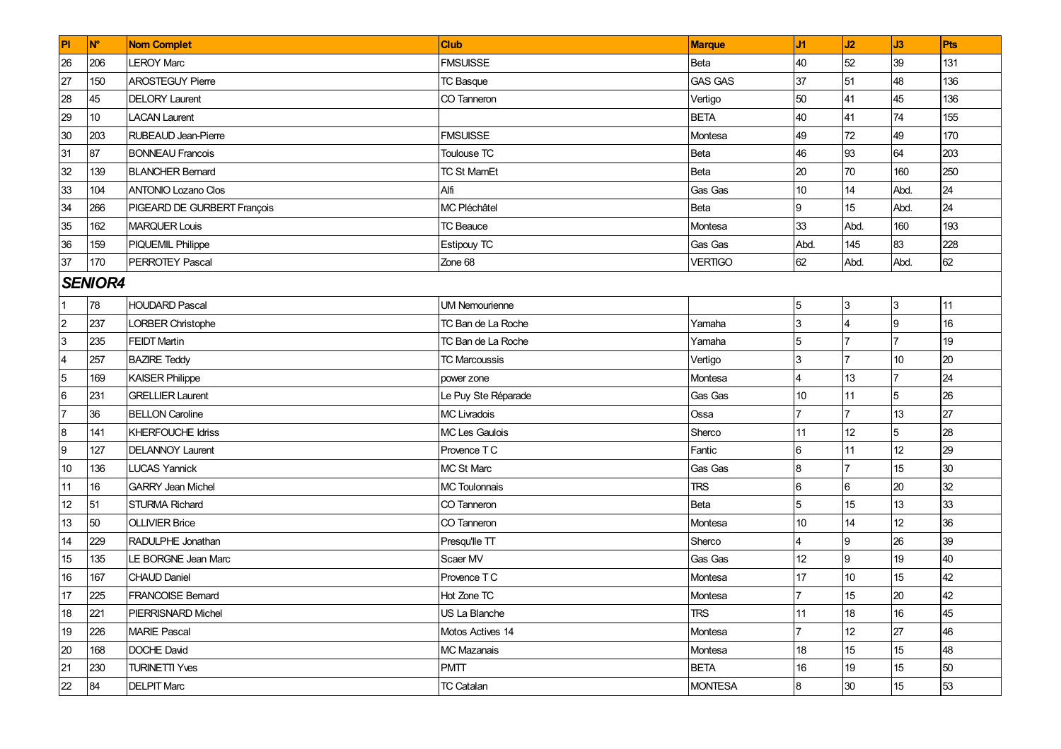| Pl | N° | Nom Complet | Club | Marque | J1 | J2 | J3 | Pts |
|---|---|---|---|---|---|---|---|---|
| 26 | 206 | LEROY Marc | FMSUISSE | Beta | 40 | 52 | 39 | 131 |
| 27 | 150 | AROSTEGUY Pierre | TC Basque | GAS GAS | 37 | 51 | 48 | 136 |
| 28 | 45 | DELORY Laurent | CO Tanneron | Vertigo | 50 | 41 | 45 | 136 |
| 29 | 10 | LACAN Laurent | | BETA | 40 | 41 | 74 | 155 |
| 30 | 203 | RUBEAUD Jean-Pierre | FMSUISSE | Montesa | 49 | 72 | 49 | 170 |
| 31 | 87 | BONNEAU Francois | Toulouse TC | Beta | 46 | 93 | 64 | 203 |
| 32 | 139 | BLANCHER Bernard | TC St MamEt | Beta | 20 | 70 | 160 | 250 |
| 33 | 104 | ANTONIO Lozano Clos | Alfi | Gas Gas | 10 | 14 | Abd. | 24 |
| 34 | 266 | PIGEARD DE GURBERT François | MC Pléchâtel | Beta | 9 | 15 | Abd. | 24 |
| 35 | 162 | MARQUER Louis | TC Beauce | Montesa | 33 | Abd. | 160 | 193 |
| 36 | 159 | PIQUEMIL Philippe | Estipouy TC | Gas Gas | Abd. | 145 | 83 | 228 |
| 37 | 170 | PERROTEY Pascal | Zone 68 | VERTIGO | 62 | Abd. | Abd. | 62 |
| ***SENIOR4*** | | | | | | | | |
| 1 | 78 | HOUDARD Pascal | UM Nemourienne | | 5 | 3 | 3 | 11 |
| 2 | 237 | LORBER Christophe | TC Ban de La Roche | Yamaha | 3 | 4 | 9 | 16 |
| 3 | 235 | FEIDT Martin | TC Ban de La Roche | Yamaha | 5 | 7 | 7 | 19 |
| 4 | 257 | BAZIRE Teddy | TC Marcoussis | Vertigo | 3 | 7 | 10 | 20 |
| 5 | 169 | KAISER Philippe | power zone | Montesa | 4 | 13 | 7 | 24 |
| 6 | 231 | GRELLIER Laurent | Le Puy Ste Réparade | Gas Gas | 10 | 11 | 5 | 26 |
| 7 | 36 | BELLON Caroline | MC Livradois | Ossa | 7 | 7 | 13 | 27 |
| 8 | 141 | KHERFOUCHE Idriss | MC Les Gaulois | Sherco | 11 | 12 | 5 | 28 |
| 9 | 127 | DELANNOY Laurent | Provence T C | Fantic | 6 | 11 | 12 | 29 |
| 10 | 136 | LUCAS Yannick | MC St Marc | Gas Gas | 8 | 7 | 15 | 30 |
| 11 | 16 | GARRY Jean Michel | MC Toulonnais | TRS | 6 | 6 | 20 | 32 |
| 12 | 51 | STURMA Richard | CO Tanneron | Beta | 5 | 15 | 13 | 33 |
| 13 | 50 | OLLIVIER Brice | CO Tanneron | Montesa | 10 | 14 | 12 | 36 |
| 14 | 229 | RADULPHE Jonathan | Presqu'Ile TT | Sherco | 4 | 9 | 26 | 39 |
| 15 | 135 | LE BORGNE Jean Marc | Scaer MV | Gas Gas | 12 | 9 | 19 | 40 |
| 16 | 167 | CHAUD Daniel | Provence T C | Montesa | 17 | 10 | 15 | 42 |
| 17 | 225 | FRANCOISE Bernard | Hot Zone TC | Montesa | 7 | 15 | 20 | 42 |
| 18 | 221 | PIERRISNARD Michel | US La Blanche | TRS | 11 | 18 | 16 | 45 |
| 19 | 226 | MARIE Pascal | Motos Actives 14 | Montesa | 7 | 12 | 27 | 46 |
| 20 | 168 | DOCHE David | MC Mazanais | Montesa | 18 | 15 | 15 | 48 |
| 21 | 230 | TURINETTI Yves | PMTT | BETA | 16 | 19 | 15 | 50 |
| 22 | 84 | DELPIT Marc | TC Catalan | MONTESA | 8 | 30 | 15 | 53 |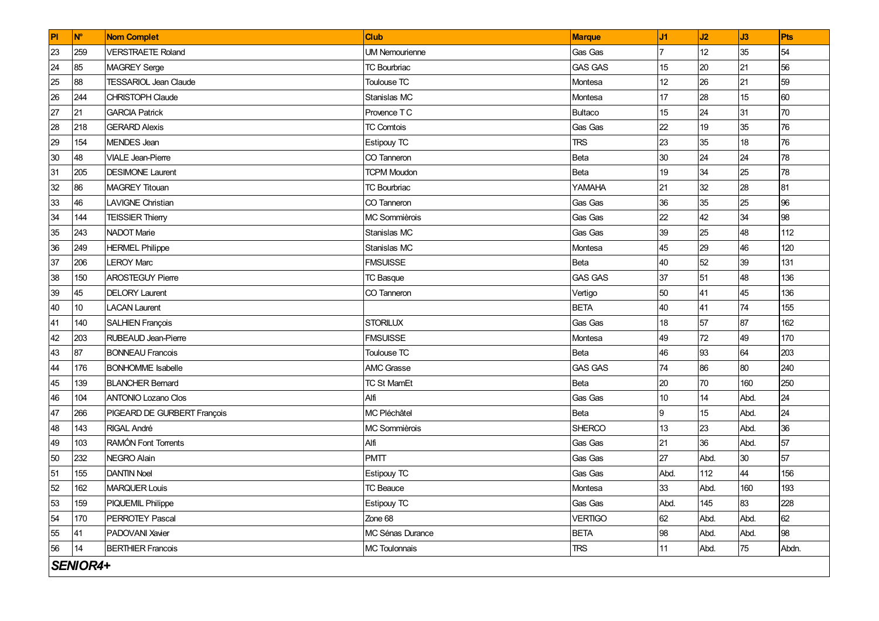| Pl | N° | Nom Complet | Club | Marque | J1 | J2 | J3 | Pts |
|---|---|---|---|---|---|---|---|---|
| 23 | 259 | VERSTRAETE Roland | UM Nemourienne | Gas Gas | 7 | 12 | 35 | 54 |
| 24 | 85 | MAGREY Serge | TC Bourbriac | GAS GAS | 15 | 20 | 21 | 56 |
| 25 | 88 | TESSARIOL Jean Claude | Toulouse TC | Montesa | 12 | 26 | 21 | 59 |
| 26 | 244 | CHRISTOPH Claude | Stanislas MC | Montesa | 17 | 28 | 15 | 60 |
| 27 | 21 | GARCIA Patrick | Provence T C | Bultaco | 15 | 24 | 31 | 70 |
| 28 | 218 | GERARD Alexis | TC Comtois | Gas Gas | 22 | 19 | 35 | 76 |
| 29 | 154 | MENDES Jean | Estipouy TC | TRS | 23 | 35 | 18 | 76 |
| 30 | 48 | VIALE Jean-Pierre | CO Tanneron | Beta | 30 | 24 | 24 | 78 |
| 31 | 205 | DESIMONE Laurent | TCPM Moudon | Beta | 19 | 34 | 25 | 78 |
| 32 | 86 | MAGREY Titouan | TC Bourbriac | YAMAHA | 21 | 32 | 28 | 81 |
| 33 | 46 | LAVIGNE Christian | CO Tanneron | Gas Gas | 36 | 35 | 25 | 96 |
| 34 | 144 | TEISSIER Thierry | MC Sommièrois | Gas Gas | 22 | 42 | 34 | 98 |
| 35 | 243 | NADOT Marie | Stanislas MC | Gas Gas | 39 | 25 | 48 | 112 |
| 36 | 249 | HERMEL Philippe | Stanislas MC | Montesa | 45 | 29 | 46 | 120 |
| 37 | 206 | LEROY Marc | FMSUISSE | Beta | 40 | 52 | 39 | 131 |
| 38 | 150 | AROSTEGUY Pierre | TC Basque | GAS GAS | 37 | 51 | 48 | 136 |
| 39 | 45 | DELORY Laurent | CO Tanneron | Vertigo | 50 | 41 | 45 | 136 |
| 40 | 10 | LACAN Laurent |  | BETA | 40 | 41 | 74 | 155 |
| 41 | 140 | SALHIEN François | STORILUX | Gas Gas | 18 | 57 | 87 | 162 |
| 42 | 203 | RUBEAUD Jean-Pierre | FMSUISSE | Montesa | 49 | 72 | 49 | 170 |
| 43 | 87 | BONNEAU Francois | Toulouse TC | Beta | 46 | 93 | 64 | 203 |
| 44 | 176 | BONHOMME Isabelle | AMC Grasse | GAS GAS | 74 | 86 | 80 | 240 |
| 45 | 139 | BLANCHER Bernard | TC St MamEt | Beta | 20 | 70 | 160 | 250 |
| 46 | 104 | ANTONIO Lozano Clos | Alfi | Gas Gas | 10 | 14 | Abd. | 24 |
| 47 | 266 | PIGEARD DE GURBERT François | MC Pléchâtel | Beta | 9 | 15 | Abd. | 24 |
| 48 | 143 | RIGAL André | MC Sommièrois | SHERCO | 13 | 23 | Abd. | 36 |
| 49 | 103 | RAMÓN Font Torrents | Alfi | Gas Gas | 21 | 36 | Abd. | 57 |
| 50 | 232 | NEGRO Alain | PMTT | Gas Gas | 27 | Abd. | 30 | 57 |
| 51 | 155 | DANTIN Noel | Estipouy TC | Gas Gas | Abd. | 112 | 44 | 156 |
| 52 | 162 | MARQUER Louis | TC Beauce | Montesa | 33 | Abd. | 160 | 193 |
| 53 | 159 | PIQUEMIL Philippe | Estipouy TC | Gas Gas | Abd. | 145 | 83 | 228 |
| 54 | 170 | PERROTEY Pascal | Zone 68 | VERTIGO | 62 | Abd. | Abd. | 62 |
| 55 | 41 | PADOVANI Xavier | MC Sénas Durance | BETA | 98 | Abd. | Abd. | 98 |
| 56 | 14 | BERTHIER Francois | MC Toulonnais | TRS | 11 | Abd. | 75 | Abdn. |

***SENIOR4+***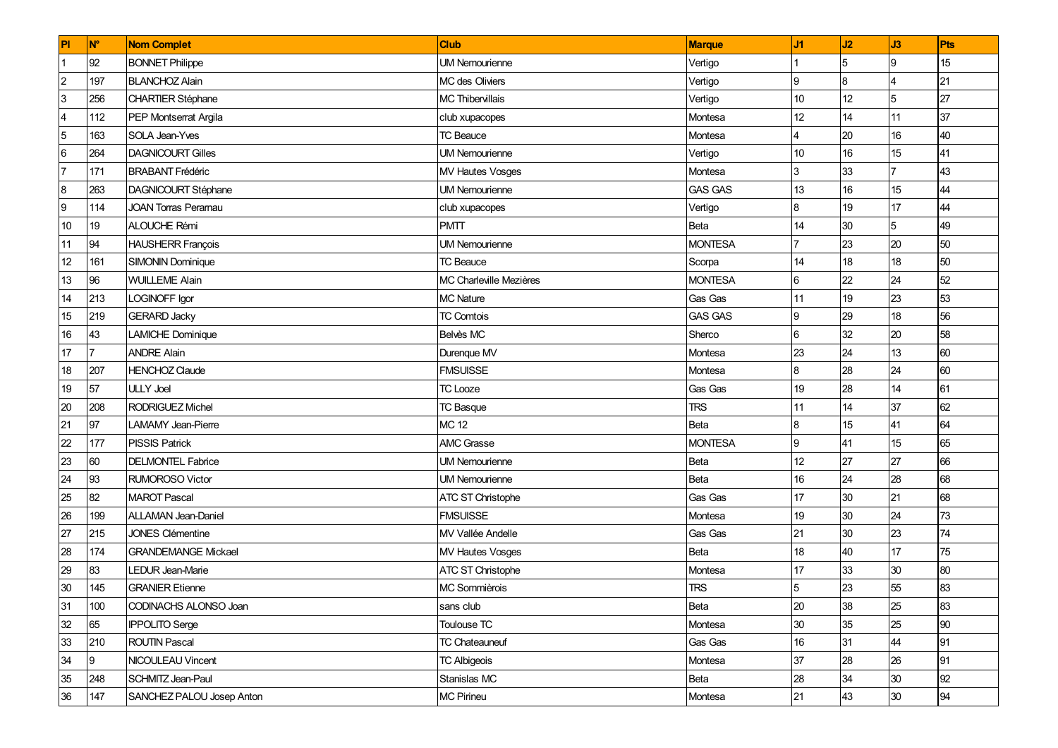| Pl | N° | Nom Complet | Club | Marque | J1 | J2 | J3 | Pts |
|---|---|---|---|---|---|---|---|---|
| 1 | 92 | BONNET Philippe | UM Nemourienne | Vertigo | 1 | 5 | 9 | 15 |
| 2 | 197 | BLANCHOZ Alain | MC des Oliviers | Vertigo | 9 | 8 | 4 | 21 |
| 3 | 256 | CHARTIER Stéphane | MC Thibervillais | Vertigo | 10 | 12 | 5 | 27 |
| 4 | 112 | PEP Montserrat Argila | club xupacopes | Montesa | 12 | 14 | 11 | 37 |
| 5 | 163 | SOLA Jean-Yves | TC Beauce | Montesa | 4 | 20 | 16 | 40 |
| 6 | 264 | DAGNICOURT Gilles | UM Nemourienne | Vertigo | 10 | 16 | 15 | 41 |
| 7 | 171 | BRABANT Frédéric | MV Hautes Vosges | Montesa | 3 | 33 | 7 | 43 |
| 8 | 263 | DAGNICOURT Stéphane | UM Nemourienne | GAS GAS | 13 | 16 | 15 | 44 |
| 9 | 114 | JOAN Torras Peramau | club xupacopes | Vertigo | 8 | 19 | 17 | 44 |
| 10 | 19 | ALOUCHE Rémi | PMTT | Beta | 14 | 30 | 5 | 49 |
| 11 | 94 | HAUSHERR François | UM Nemourienne | MONTESA | 7 | 23 | 20 | 50 |
| 12 | 161 | SIMONIN Dominique | TC Beauce | Scorpa | 14 | 18 | 18 | 50 |
| 13 | 96 | WUILLEME Alain | MC Charleville Mezières | MONTESA | 6 | 22 | 24 | 52 |
| 14 | 213 | LOGINOFF Igor | MC Nature | Gas Gas | 11 | 19 | 23 | 53 |
| 15 | 219 | GERARD Jacky | TC Comtois | GAS GAS | 9 | 29 | 18 | 56 |
| 16 | 43 | LAMICHE Dominique | Belvès MC | Sherco | 6 | 32 | 20 | 58 |
| 17 | 7 | ANDRE Alain | Durenque MV | Montesa | 23 | 24 | 13 | 60 |
| 18 | 207 | HENCHOZ Claude | FMSUISSE | Montesa | 8 | 28 | 24 | 60 |
| 19 | 57 | ULLY Joel | TC Looze | Gas Gas | 19 | 28 | 14 | 61 |
| 20 | 208 | RODRIGUEZ Michel | TC Basque | TRS | 11 | 14 | 37 | 62 |
| 21 | 97 | LAMAMY Jean-Pierre | MC 12 | Beta | 8 | 15 | 41 | 64 |
| 22 | 177 | PISSIS Patrick | AMC Grasse | MONTESA | 9 | 41 | 15 | 65 |
| 23 | 60 | DELMONTEL Fabrice | UM Nemourienne | Beta | 12 | 27 | 27 | 66 |
| 24 | 93 | RUMOROSO Victor | UM Nemourienne | Beta | 16 | 24 | 28 | 68 |
| 25 | 82 | MAROT Pascal | ATC ST Christophe | Gas Gas | 17 | 30 | 21 | 68 |
| 26 | 199 | ALLAMAN Jean-Daniel | FMSUISSE | Montesa | 19 | 30 | 24 | 73 |
| 27 | 215 | JONES Clémentine | MV Vallée Andelle | Gas Gas | 21 | 30 | 23 | 74 |
| 28 | 174 | GRANDEMANGE Mickael | MV Hautes Vosges | Beta | 18 | 40 | 17 | 75 |
| 29 | 83 | LEDUR Jean-Marie | ATC ST Christophe | Montesa | 17 | 33 | 30 | 80 |
| 30 | 145 | GRANIER Etienne | MC Sommièrois | TRS | 5 | 23 | 55 | 83 |
| 31 | 100 | CODINACHS ALONSO Joan | sans club | Beta | 20 | 38 | 25 | 83 |
| 32 | 65 | IPPOLITO Serge | Toulouse TC | Montesa | 30 | 35 | 25 | 90 |
| 33 | 210 | ROUTIN Pascal | TC Chateauneuf | Gas Gas | 16 | 31 | 44 | 91 |
| 34 | 9 | NICOULEAU Vincent | TC Albigeois | Montesa | 37 | 28 | 26 | 91 |
| 35 | 248 | SCHMITZ Jean-Paul | Stanislas MC | Beta | 28 | 34 | 30 | 92 |
| 36 | 147 | SANCHEZ PALOU Josep Anton | MC Pirineu | Montesa | 21 | 43 | 30 | 94 |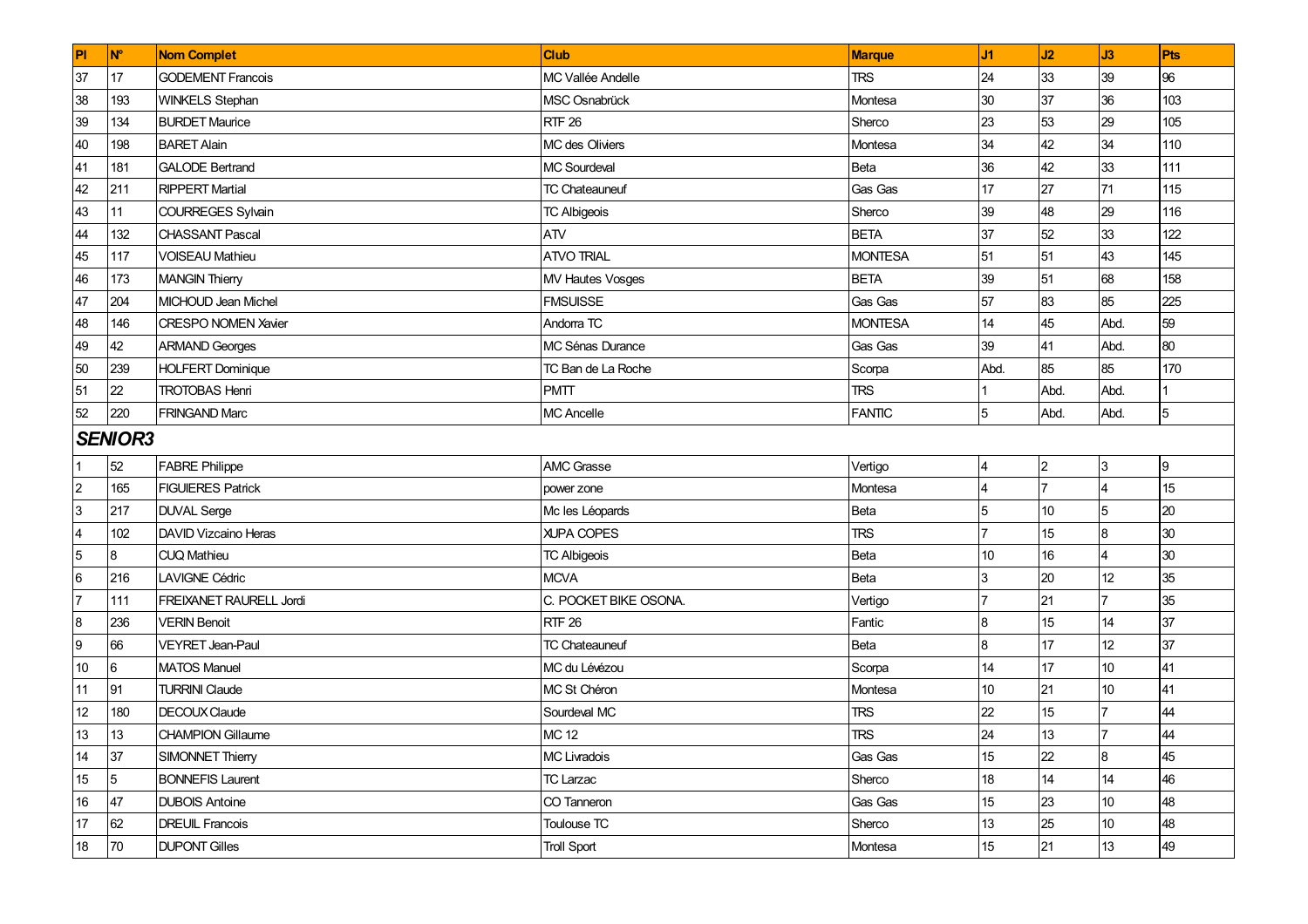| Pl | N° | Nom Complet | Club | Marque | J1 | J2 | J3 | Pts |
|---|---|---|---|---|---|---|---|---|
| 37 | 17 | GODEMENT Francois | MC Vallée Andelle | TRS | 24 | 33 | 39 | 96 |
| 38 | 193 | WINKELS Stephan | MSC Osnabrück | Montesa | 30 | 37 | 36 | 103 |
| 39 | 134 | BURDET Maurice | RTF 26 | Sherco | 23 | 53 | 29 | 105 |
| 40 | 198 | BARET Alain | MC des Oliviers | Montesa | 34 | 42 | 34 | 110 |
| 41 | 181 | GALODE Bertrand | MC Sourdeval | Beta | 36 | 42 | 33 | 111 |
| 42 | 211 | RIPPERT Martial | TC Chateauneuf | Gas Gas | 17 | 27 | 71 | 115 |
| 43 | 11 | COURREGES Sylvain | TC Albigeois | Sherco | 39 | 48 | 29 | 116 |
| 44 | 132 | CHASSANT Pascal | ATV | BETA | 37 | 52 | 33 | 122 |
| 45 | 117 | VOISEAU Mathieu | ATVO TRIAL | MONTESA | 51 | 51 | 43 | 145 |
| 46 | 173 | MANGIN Thierry | MV Hautes Vosges | BETA | 39 | 51 | 68 | 158 |
| 47 | 204 | MICHOUD Jean Michel | FMSUISSE | Gas Gas | 57 | 83 | 85 | 225 |
| 48 | 146 | CRESPO NOMEN Xavier | Andorra TC | MONTESA | 14 | 45 | Abd. | 59 |
| 49 | 42 | ARMAND Georges | MC Sénas Durance | Gas Gas | 39 | 41 | Abd. | 80 |
| 50 | 239 | HOLFERT Dominique | TC Ban de La Roche | Scorpa | Abd. | 85 | 85 | 170 |
| 51 | 22 | TROTOBAS Henri | PMTT | TRS | 1 | Abd. | Abd. | 1 |
| 52 | 220 | FRINGAND Marc | MC Ancelle | FANTIC | 5 | Abd. | Abd. | 5 |
| ***SENIOR3*** | | | | | | | | |
| 1 | 52 | FABRE Philippe | AMC Grasse | Vertigo | 4 | 2 | 3 | 9 |
| 2 | 165 | FIGUIERES Patrick | power zone | Montesa | 4 | 7 | 4 | 15 |
| 3 | 217 | DUVAL Serge | Mc les Léopards | Beta | 5 | 10 | 5 | 20 |
| 4 | 102 | DAVID Vizcaino Heras | XUPA COPES | TRS | 7 | 15 | 8 | 30 |
| 5 | 8 | CUQ Mathieu | TC Albigeois | Beta | 10 | 16 | 4 | 30 |
| 6 | 216 | LAVIGNE Cédric | MCVA | Beta | 3 | 20 | 12 | 35 |
| 7 | 111 | FREIXANET RAURELL Jordi | C. POCKET BIKE OSONA. | Vertigo | 7 | 21 | 7 | 35 |
| 8 | 236 | VERIN Benoit | RTF 26 | Fantic | 8 | 15 | 14 | 37 |
| 9 | 66 | VEYRET Jean-Paul | TC Chateauneuf | Beta | 8 | 17 | 12 | 37 |
| 10 | 6 | MATOS Manuel | MC du Lévézou | Scorpa | 14 | 17 | 10 | 41 |
| 11 | 91 | TURRINI Claude | MC St Chéron | Montesa | 10 | 21 | 10 | 41 |
| 12 | 180 | DECOUX Claude | Sourdeval MC | TRS | 22 | 15 | 7 | 44 |
| 13 | 13 | CHAMPION Gillaume | MC 12 | TRS | 24 | 13 | 7 | 44 |
| 14 | 37 | SIMONNET Thierry | MC Livradois | Gas Gas | 15 | 22 | 8 | 45 |
| 15 | 5 | BONNEFIS Laurent | TC Larzac | Sherco | 18 | 14 | 14 | 46 |
| 16 | 47 | DUBOIS Antoine | CO Tanneron | Gas Gas | 15 | 23 | 10 | 48 |
| 17 | 62 | DREUIL Francois | Toulouse TC | Sherco | 13 | 25 | 10 | 48 |
| 18 | 70 | DUPONT Gilles | Troll Sport | Montesa | 15 | 21 | 13 | 49 |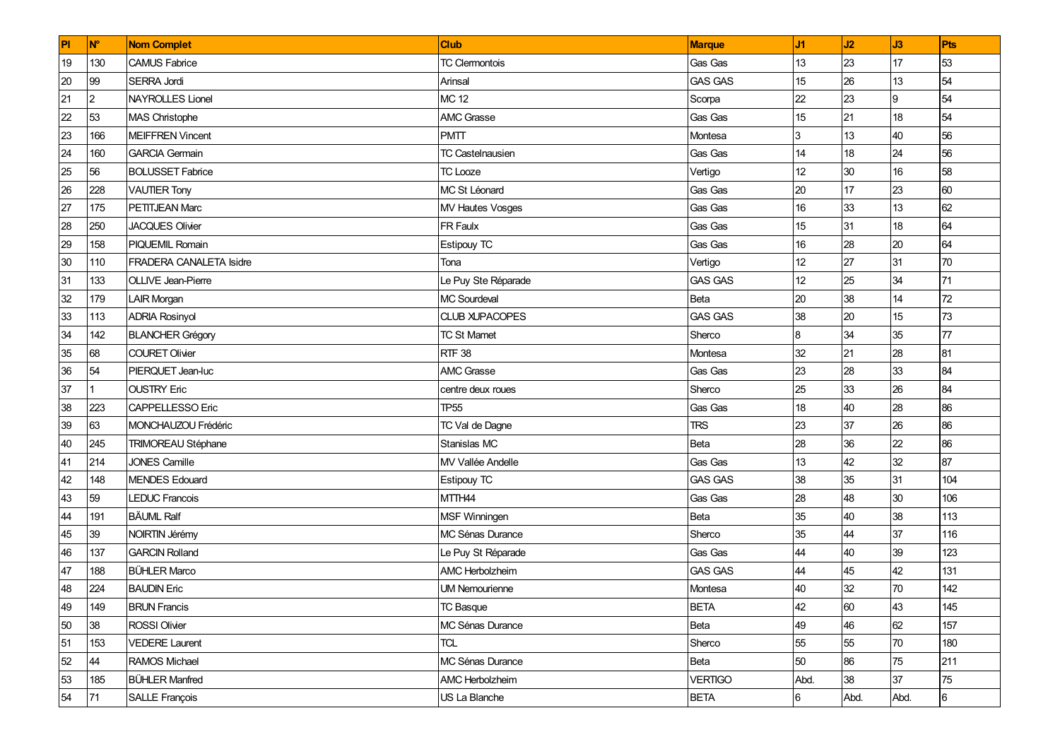| Pl | N° | Nom Complet | Club | Marque | J1 | J2 | J3 | Pts |
|---|---|---|---|---|---|---|---|---|
| 19 | 130 | CAMUS Fabrice | TC Clermontois | Gas Gas | 13 | 23 | 17 | 53 |
| 20 | 99 | SERRA Jordi | Arinsal | GAS GAS | 15 | 26 | 13 | 54 |
| 21 | 2 | NAYROLLES Lionel | MC 12 | Scorpa | 22 | 23 | 9 | 54 |
| 22 | 53 | MAS Christophe | AMC Grasse | Gas Gas | 15 | 21 | 18 | 54 |
| 23 | 166 | MEIFFREN Vincent | PMTT | Montesa | 3 | 13 | 40 | 56 |
| 24 | 160 | GARCIA Germain | TC Castelnausien | Gas Gas | 14 | 18 | 24 | 56 |
| 25 | 56 | BOLUSSET Fabrice | TC Looze | Vertigo | 12 | 30 | 16 | 58 |
| 26 | 228 | VAUTIER Tony | MC St Léonard | Gas Gas | 20 | 17 | 23 | 60 |
| 27 | 175 | PETITJEAN Marc | MV Hautes Vosges | Gas Gas | 16 | 33 | 13 | 62 |
| 28 | 250 | JACQUES Olivier | FR Faulx | Gas Gas | 15 | 31 | 18 | 64 |
| 29 | 158 | PIQUEMIL Romain | Estipouy TC | Gas Gas | 16 | 28 | 20 | 64 |
| 30 | 110 | FRADERA CANALETA Isidre | Tona | Vertigo | 12 | 27 | 31 | 70 |
| 31 | 133 | OLLIVE Jean-Pierre | Le Puy Ste Réparade | GAS GAS | 12 | 25 | 34 | 71 |
| 32 | 179 | LAIR Morgan | MC Sourdeval | Beta | 20 | 38 | 14 | 72 |
| 33 | 113 | ADRIA Rosinyol | CLUB XUPACOPES | GAS GAS | 38 | 20 | 15 | 73 |
| 34 | 142 | BLANCHER Grégory | TC St Mamet | Sherco | 8 | 34 | 35 | 77 |
| 35 | 68 | COURET Olivier | RTF 38 | Montesa | 32 | 21 | 28 | 81 |
| 36 | 54 | PIERQUET Jean-luc | AMC Grasse | Gas Gas | 23 | 28 | 33 | 84 |
| 37 | 1 | OUSTRY Eric | centre deux roues | Sherco | 25 | 33 | 26 | 84 |
| 38 | 223 | CAPPELLESSO Eric | TP55 | Gas Gas | 18 | 40 | 28 | 86 |
| 39 | 63 | MONCHAUZOU Frédéric | TC Val de Dagne | TRS | 23 | 37 | 26 | 86 |
| 40 | 245 | TRIMOREAU Stéphane | Stanislas MC | Beta | 28 | 36 | 22 | 86 |
| 41 | 214 | JONES Camille | MV Vallée Andelle | Gas Gas | 13 | 42 | 32 | 87 |
| 42 | 148 | MENDES Edouard | Estipouy TC | GAS GAS | 38 | 35 | 31 | 104 |
| 43 | 59 | LEDUC Francois | MTTH44 | Gas Gas | 28 | 48 | 30 | 106 |
| 44 | 191 | BÄUML Ralf | MSF Winningen | Beta | 35 | 40 | 38 | 113 |
| 45 | 39 | NOIRTIN Jérémy | MC Sénas Durance | Sherco | 35 | 44 | 37 | 116 |
| 46 | 137 | GARCIN Rolland | Le Puy St Réparade | Gas Gas | 44 | 40 | 39 | 123 |
| 47 | 188 | BÜHLER Marco | AMC Herbolzheim | GAS GAS | 44 | 45 | 42 | 131 |
| 48 | 224 | BAUDIN Eric | UM Nemourienne | Montesa | 40 | 32 | 70 | 142 |
| 49 | 149 | BRUN Francis | TC Basque | BETA | 42 | 60 | 43 | 145 |
| 50 | 38 | ROSSI Olivier | MC Sénas Durance | Beta | 49 | 46 | 62 | 157 |
| 51 | 153 | VEDERE Laurent | TCL | Sherco | 55 | 55 | 70 | 180 |
| 52 | 44 | RAMOS Michael | MC Sénas Durance | Beta | 50 | 86 | 75 | 211 |
| 53 | 185 | BÜHLER Manfred | AMC Herbolzheim | VERTIGO | Abd. | 38 | 37 | 75 |
| 54 | 71 | SALLE François | US La Blanche | BETA | 6 | Abd. | Abd. | 6 |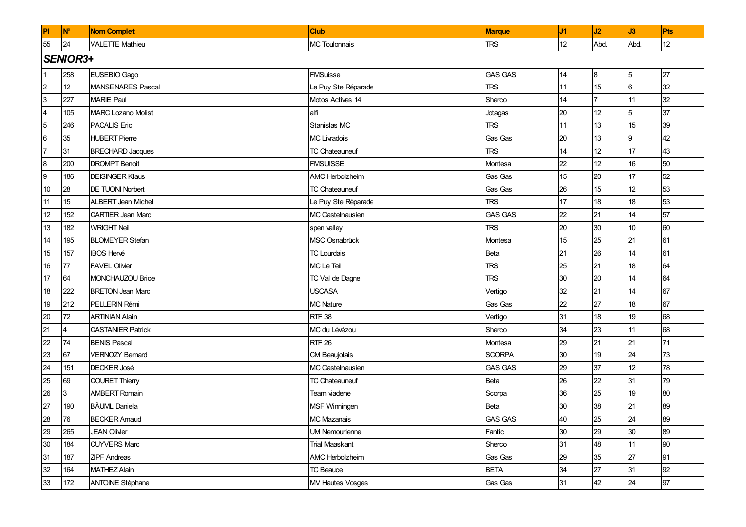| Pl | N° | Nom Complet | Club | Marque | J1 | J2 | J3 | Pts |
|---|---|---|---|---|---|---|---|---|
| 55 | 24 | VALETTE Mathieu | MC Toulonnais | TRS | 12 | Abd. | Abd. | 12 |
| ***SENIOR3+*** | | | | | | | | |
| 1 | 258 | EUSEBIO Gago | FMSuisse | GAS GAS | 14 | 8 | 5 | 27 |
| 2 | 12 | MANSENARES Pascal | Le Puy Ste Réparade | TRS | 11 | 15 | 6 | 32 |
| 3 | 227 | MARIE Paul | Motos Actives 14 | Sherco | 14 | 7 | 11 | 32 |
| 4 | 105 | MARC Lozano Molist | alfi | Jotagas | 20 | 12 | 5 | 37 |
| 5 | 246 | PACALIS Eric | Stanislas MC | TRS | 11 | 13 | 15 | 39 |
| 6 | 35 | HUBERT Pierre | MC Livradois | Gas Gas | 20 | 13 | 9 | 42 |
| 7 | 31 | BRECHARD Jacques | TC Chateauneuf | TRS | 14 | 12 | 17 | 43 |
| 8 | 200 | DROMPT Benoit | FMSUISSE | Montesa | 22 | 12 | 16 | 50 |
| 9 | 186 | DEISINGER Klaus | AMC Herbolzheim | Gas Gas | 15 | 20 | 17 | 52 |
| 10 | 28 | DE TUONI Norbert | TC Chateauneuf | Gas Gas | 26 | 15 | 12 | 53 |
| 11 | 15 | ALBERT Jean Michel | Le Puy Ste Réparade | TRS | 17 | 18 | 18 | 53 |
| 12 | 152 | CARTIER Jean Marc | MC Castelnausien | GAS GAS | 22 | 21 | 14 | 57 |
| 13 | 182 | WRIGHT Neil | spen valley | TRS | 20 | 30 | 10 | 60 |
| 14 | 195 | BLOMEYER Stefan | MSC Osnabrück | Montesa | 15 | 25 | 21 | 61 |
| 15 | 157 | IBOS Hervé | TC Lourdais | Beta | 21 | 26 | 14 | 61 |
| 16 | 77 | FAVEL Olivier | MC Le Teil | TRS | 25 | 21 | 18 | 64 |
| 17 | 64 | MONCHAUZOU Brice | TC Val de Dagne | TRS | 30 | 20 | 14 | 64 |
| 18 | 222 | BRETON Jean Marc | USCASA | Vertigo | 32 | 21 | 14 | 67 |
| 19 | 212 | PELLERIN Rémi | MC Nature | Gas Gas | 22 | 27 | 18 | 67 |
| 20 | 72 | ARTINIAN Alain | RTF 38 | Vertigo | 31 | 18 | 19 | 68 |
| 21 | 4 | CASTANIER Patrick | MC du Lévézou | Sherco | 34 | 23 | 11 | 68 |
| 22 | 74 | BENIS Pascal | RTF 26 | Montesa | 29 | 21 | 21 | 71 |
| 23 | 67 | VERNOZY Bernard | CM Beaujolais | SCORPA | 30 | 19 | 24 | 73 |
| 24 | 151 | DECKER José | MC Castelnausien | GAS GAS | 29 | 37 | 12 | 78 |
| 25 | 69 | COURET Thierry | TC Chateauneuf | Beta | 26 | 22 | 31 | 79 |
| 26 | 3 | AMBERT Romain | Team viadene | Scorpa | 36 | 25 | 19 | 80 |
| 27 | 190 | BÄUML Daniela | MSF Winningen | Beta | 30 | 38 | 21 | 89 |
| 28 | 76 | BECKER Arnaud | MC Mazanais | GAS GAS | 40 | 25 | 24 | 89 |
| 29 | 265 | JEAN Olivier | UM Nemourienne | Fantic | 30 | 29 | 30 | 89 |
| 30 | 184 | CUYVERS Marc | Trial Maaskant | Sherco | 31 | 48 | 11 | 90 |
| 31 | 187 | ZIPF Andreas | AMC Herbolzheim | Gas Gas | 29 | 35 | 27 | 91 |
| 32 | 164 | MATHEZ Alain | TC Beauce | BETA | 34 | 27 | 31 | 92 |
| 33 | 172 | ANTOINE Stéphane | MV Hautes Vosges | Gas Gas | 31 | 42 | 24 | 97 |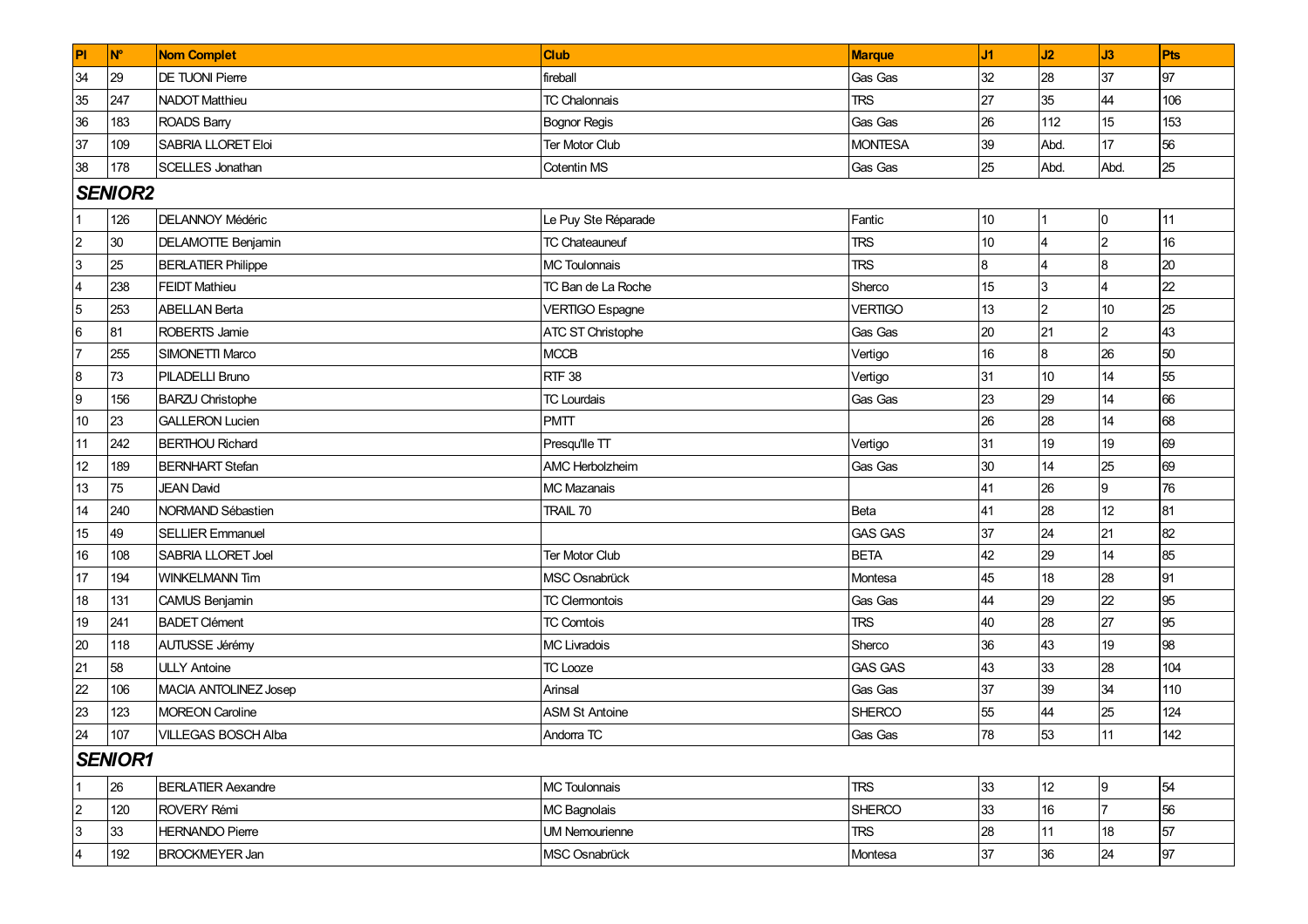| Pl | N° | Nom Complet | Club | Marque | J1 | J2 | J3 | Pts |
|---|---|---|---|---|---|---|---|---|
| 34 | 29 | DE TUONI Pierre | fireball | Gas Gas | 32 | 28 | 37 | 97 |
| 35 | 247 | NADOT Matthieu | TC Chalonnais | TRS | 27 | 35 | 44 | 106 |
| 36 | 183 | ROADS Barry | Bognor Regis | Gas Gas | 26 | 112 | 15 | 153 |
| 37 | 109 | SABRIA LLORET Eloi | Ter Motor Club | MONTESA | 39 | Abd. | 17 | 56 |
| 38 | 178 | SCELLES Jonathan | Cotentin MS | Gas Gas | 25 | Abd. | Abd. | 25 |
| ***SENIOR2*** | | | | | | | | |
| 1 | 126 | DELANNOY Médéric | Le Puy Ste Réparade | Fantic | 10 | 1 | 0 | 11 |
| 2 | 30 | DELAMOTTE Benjamin | TC Chateauneuf | TRS | 10 | 4 | 2 | 16 |
| 3 | 25 | BERLATIER Philippe | MC Toulonnais | TRS | 8 | 4 | 8 | 20 |
| 4 | 238 | FEIDT Mathieu | TC Ban de La Roche | Sherco | 15 | 3 | 4 | 22 |
| 5 | 253 | ABELLAN Berta | VERTIGO Espagne | VERTIGO | 13 | 2 | 10 | 25 |
| 6 | 81 | ROBERTS Jamie | ATC ST Christophe | Gas Gas | 20 | 21 | 2 | 43 |
| 7 | 255 | SIMONETTI Marco | MCCB | Vertigo | 16 | 8 | 26 | 50 |
| 8 | 73 | PILADELLI Bruno | RTF 38 | Vertigo | 31 | 10 | 14 | 55 |
| 9 | 156 | BARZU Christophe | TC Lourdais | Gas Gas | 23 | 29 | 14 | 66 |
| 10 | 23 | GALLERON Lucien | PMTT | | 26 | 28 | 14 | 68 |
| 11 | 242 | BERTHOU Richard | Presqu'Ile TT | Vertigo | 31 | 19 | 19 | 69 |
| 12 | 189 | BERNHART Stefan | AMC Herbolzheim | Gas Gas | 30 | 14 | 25 | 69 |
| 13 | 75 | JEAN David | MC Mazanais | | 41 | 26 | 9 | 76 |
| 14 | 240 | NORMAND Sébastien | TRAIL 70 | Beta | 41 | 28 | 12 | 81 |
| 15 | 49 | SELLIER Emmanuel | | GAS GAS | 37 | 24 | 21 | 82 |
| 16 | 108 | SABRIA LLORET Joel | Ter Motor Club | BETA | 42 | 29 | 14 | 85 |
| 17 | 194 | WINKELMANN Tim | MSC Osnabrück | Montesa | 45 | 18 | 28 | 91 |
| 18 | 131 | CAMUS Benjamin | TC Clermontois | Gas Gas | 44 | 29 | 22 | 95 |
| 19 | 241 | BADET Clément | TC Comtois | TRS | 40 | 28 | 27 | 95 |
| 20 | 118 | AUTUSSE Jérémy | MC Livradois | Sherco | 36 | 43 | 19 | 98 |
| 21 | 58 | ULLY Antoine | TC Looze | GAS GAS | 43 | 33 | 28 | 104 |
| 22 | 106 | MACIA ANTOLINEZ Josep | Arinsal | Gas Gas | 37 | 39 | 34 | 110 |
| 23 | 123 | MOREON Caroline | ASM St Antoine | SHERCO | 55 | 44 | 25 | 124 |
| 24 | 107 | VILLEGAS BOSCH Alba | Andorra TC | Gas Gas | 78 | 53 | 11 | 142 |
| ***SENIOR1*** | | | | | | | | |
| 1 | 26 | BERLATIER Alexandre | MC Toulonnais | TRS | 33 | 12 | 9 | 54 |
| 2 | 120 | ROVERY Rémi | MC Bagnolais | SHERCO | 33 | 16 | 7 | 56 |
| 3 | 33 | HERNANDO Pierre | UM Nemourienne | TRS | 28 | 11 | 18 | 57 |
| 4 | 192 | BROCKMEYER Jan | MSC Osnabrück | Montesa | 37 | 36 | 24 | 97 |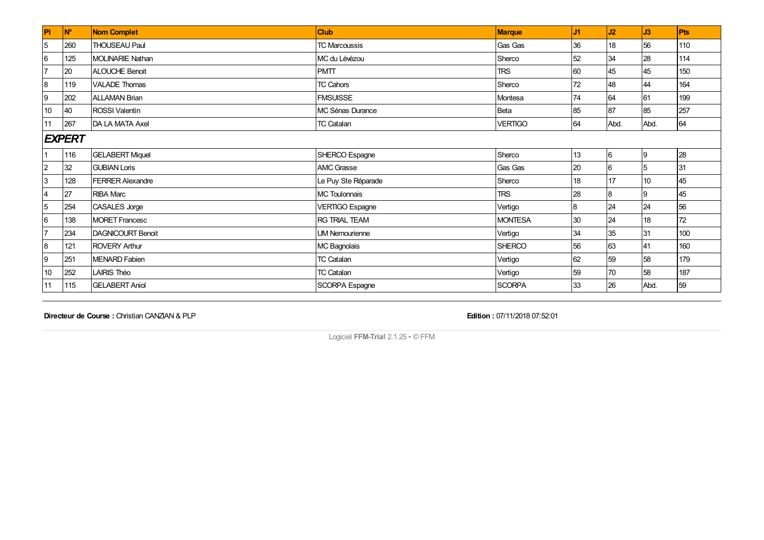| Pl | N° | Nom Complet | Club | Marque | J1 | J2 | J3 | Pts |
|---|---|---|---|---|---|---|---|---|
| 5 | 260 | THOUSEAU Paul | TC Marcoussis | Gas Gas | 36 | 18 | 56 | 110 |
| 6 | 125 | MOLINARIE Nathan | MC du Lévézou | Sherco | 52 | 34 | 28 | 114 |
| 7 | 20 | ALOUCHE Benoit | PMTT | TRS | 60 | 45 | 45 | 150 |
| 8 | 119 | VALADE Thomas | TC Cahors | Sherco | 72 | 48 | 44 | 164 |
| 9 | 202 | ALLAMAN Brian | FMSUISSE | Montesa | 74 | 64 | 61 | 199 |
| 10 | 40 | ROSSI Valentin | MC Sénas Durance | Beta | 85 | 87 | 85 | 257 |
| 11 | 267 | DA LA MATA Axel | TC Catalan | VERTIGO | 64 | Abd. | Abd. | 64 |
| ***EXPERT*** | | | | | | | | |
| 1 | 116 | GELABERT Miquel | SHERCO Espagne | Sherco | 13 | 6 | 9 | 28 |
| 2 | 32 | GUBIAN Loris | AMC Grasse | Gas Gas | 20 | 6 | 5 | 31 |
| 3 | 128 | FERRER Alexandre | Le Puy Ste Réparade | Sherco | 18 | 17 | 10 | 45 |
| 4 | 27 | RIBA Marc | MC Toulonnais | TRS | 28 | 8 | 9 | 45 |
| 5 | 254 | CASALES Jorge | VERTIGO Espagne | Vertigo | 8 | 24 | 24 | 56 |
| 6 | 138 | MORET Francesc | RG TRIAL TEAM | MONTESA | 30 | 24 | 18 | 72 |
| 7 | 234 | DAGNICOURT Benoit | UM Nemourienne | Vertigo | 34 | 35 | 31 | 100 |
| 8 | 121 | ROVERY Arthur | MC Bagnolais | SHERCO | 56 | 63 | 41 | 160 |
| 9 | 251 | MENARD Fabien | TC Catalan | Vertigo | 62 | 59 | 58 | 179 |
| 10 | 252 | LAIRIS Théo | TC Catalan | Vertigo | 59 | 70 | 58 | 187 |
| 11 | 115 | GELABERT Aniol | SCORPA Espagne | SCORPA | 33 | 26 | Abd. | 59 |

**Directeur de Course :** Christian CANZIAN & PLP

**Edition :** 07/11/2018 07:52:01

Logiciel **FFM-Trial** 2.1.25 • © FFM